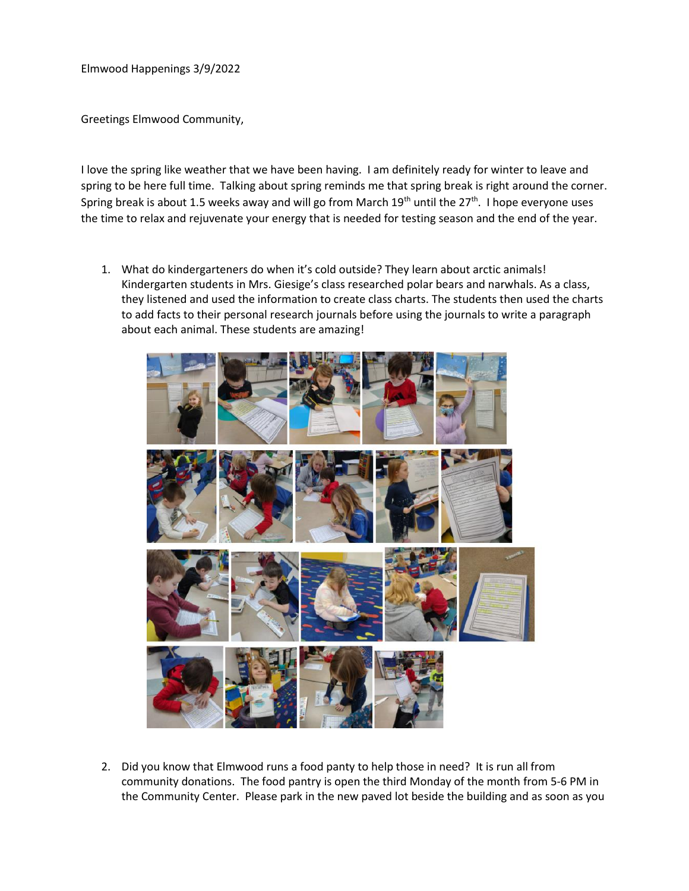Elmwood Happenings 3/9/2022

Greetings Elmwood Community,

I love the spring like weather that we have been having. I am definitely ready for winter to leave and spring to be here full time. Talking about spring reminds me that spring break is right around the corner. Spring break is about 1.5 weeks away and will go from March 19th until the 27th. I hope everyone uses the time to relax and rejuvenate your energy that is needed for testing season and the end of the year.

1. What do kindergarteners do when it's cold outside? They learn about arctic animals! Kindergarten students in Mrs. Giesige's class researched polar bears and narwhals. As a class, they listened and used the information to create class charts. The students then used the charts to add facts to their personal research journals before using the journals to write a paragraph about each animal. These students are amazing!

2. Did you know that Elmwood runs a food panty to help those in need? It is run all from community donations. The food pantry is open the third Monday of the month from 5-6 PM in the Community Center. Please park in the new paved lot beside the building and as soon as you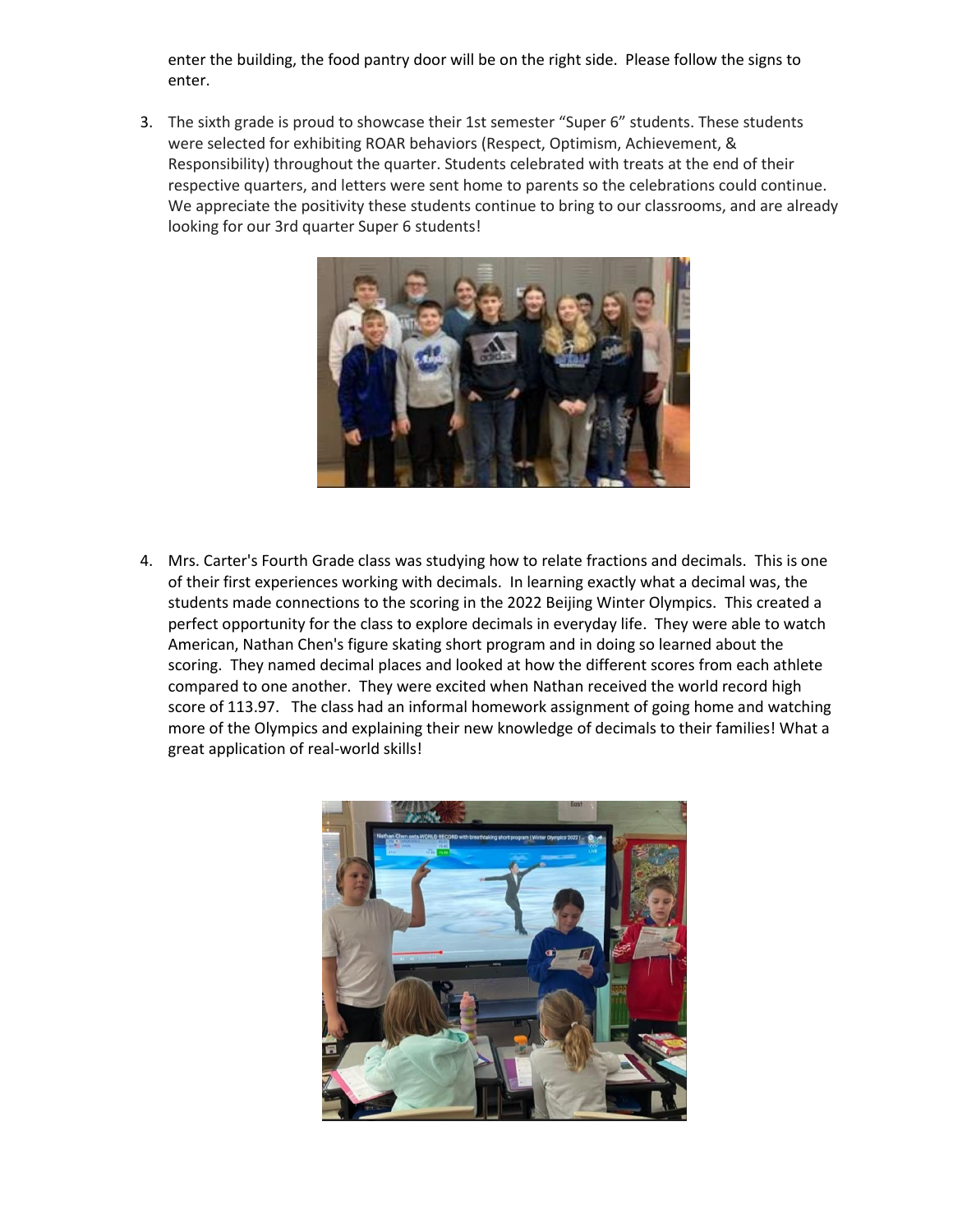enter the building, the food pantry door will be on the right side. Please follow the signs to enter.

3. The sixth grade is proud to showcase their 1st semester "Super 6" students. These students were selected for exhibiting ROAR behaviors (Respect, Optimism, Achievement, & Responsibility) throughout the quarter. Students celebrated with treats at the end of their respective quarters, and letters were sent home to parents so the celebrations could continue. We appreciate the positivity these students continue to bring to our classrooms, and are already looking for our 3rd quarter Super 6 students!

4. Mrs. Carter's Fourth Grade class was studying how to relate fractions and decimals. This is one of their first experiences working with decimals. In learning exactly what a decimal was, the students made connections to the scoring in the 2022 Beijing Winter Olympics. This created a perfect opportunity for the class to explore decimals in everyday life. They were able to watch American, Nathan Chen's figure skating short program and in doing so learned about the scoring. They named decimal places and looked at how the different scores from each athlete compared to one another. They were excited when Nathan received the world record high score of 113.97. The class had an informal homework assignment of going home and watching more of the Olympics and explaining their new knowledge of decimals to their families! What a great application of real-world skills!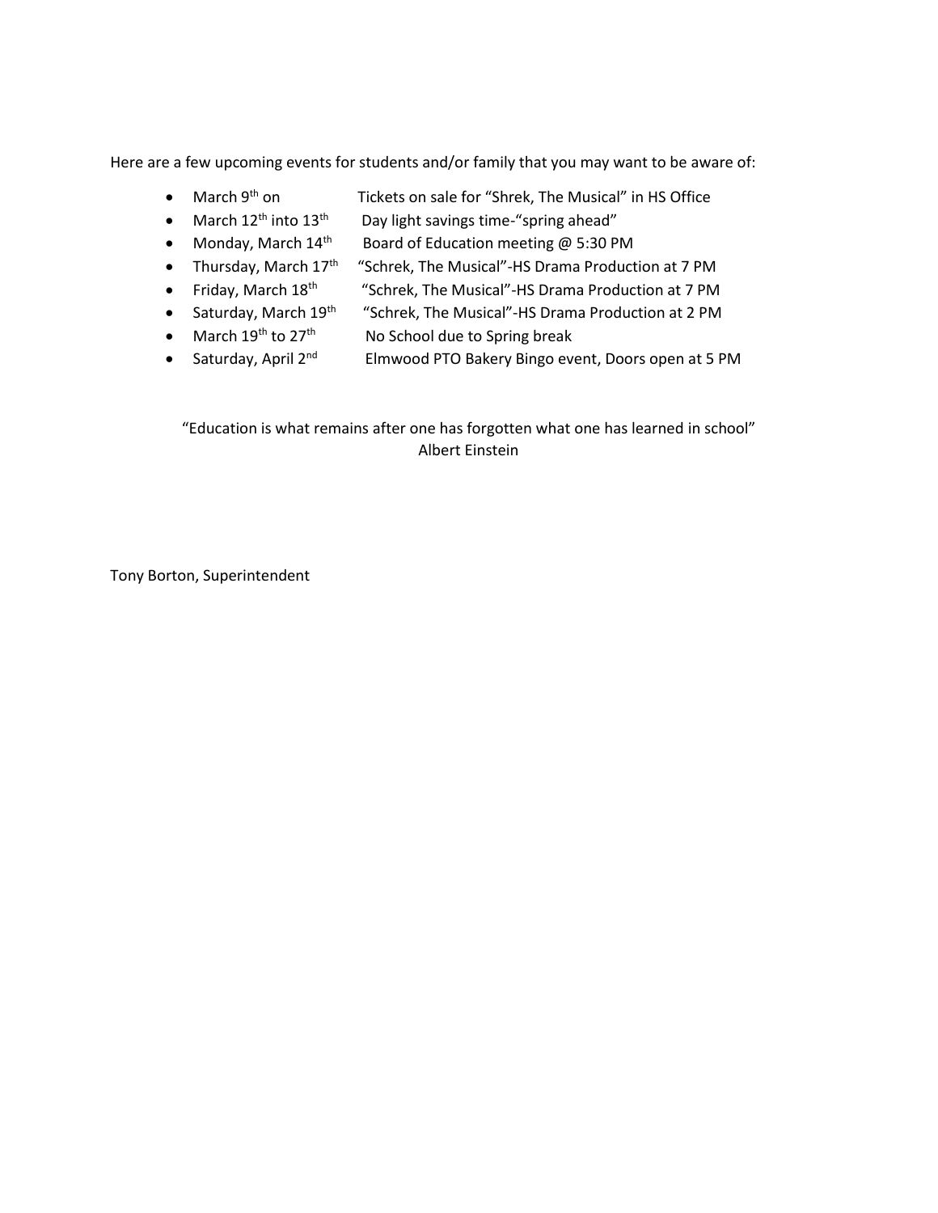Here are a few upcoming events for students and/or family that you may want to be aware of:

- March 9th on Tickets on sale for "Shrek, The Musical" in HS Office
- March 12th into 13th Day light savings time-"spring ahead"
- Monday, March 14th Board of Education meeting @ 5:30 PM
- Thursday, March 17th "Schrek, The Musical"-HS Drama Production at 7 PM
- Friday, March 18th "Schrek, The Musical"-HS Drama Production at 7 PM
- Saturday, March 19th "Schrek, The Musical"-HS Drama Production at 2 PM
- March 19th to 27th No School due to Spring break
- Saturday, April 2nd Elmwood PTO Bakery Bingo event, Doors open at 5 PM

"Education is what remains after one has forgotten what one has learned in school"
Albert Einstein

Tony Borton, Superintendent